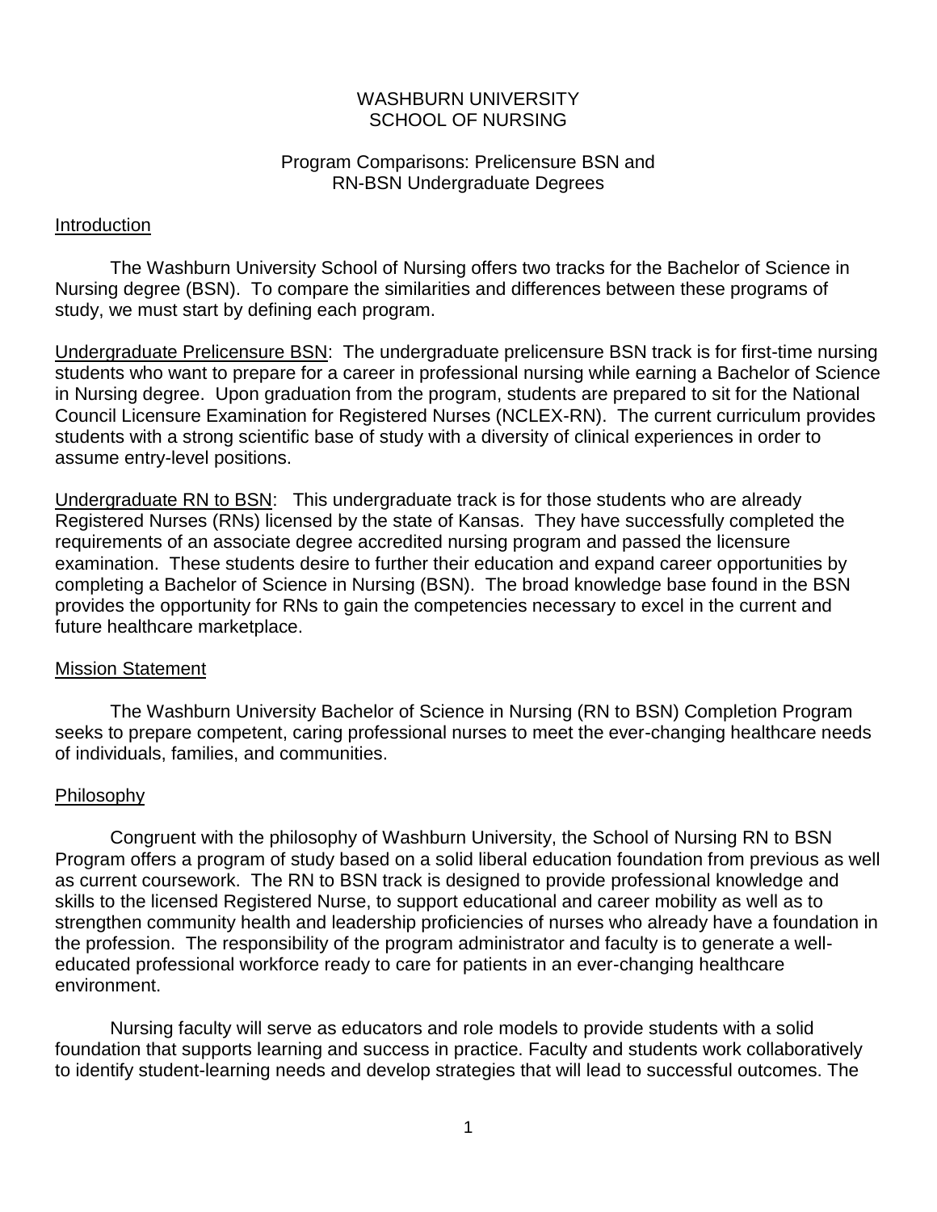# WASHBURN UNIVERSITY
# SCHOOL OF NURSING

## Program Comparisons: Prelicensure BSN and RN-BSN Undergraduate Degrees

### Introduction

The Washburn University School of Nursing offers two tracks for the Bachelor of Science in Nursing degree (BSN). To compare the similarities and differences between these programs of study, we must start by defining each program.

Undergraduate Prelicensure BSN: The undergraduate prelicensure BSN track is for first-time nursing students who want to prepare for a career in professional nursing while earning a Bachelor of Science in Nursing degree. Upon graduation from the program, students are prepared to sit for the National Council Licensure Examination for Registered Nurses (NCLEX-RN). The current curriculum provides students with a strong scientific base of study with a diversity of clinical experiences in order to assume entry-level positions.

Undergraduate RN to BSN: This undergraduate track is for those students who are already Registered Nurses (RNs) licensed by the state of Kansas. They have successfully completed the requirements of an associate degree accredited nursing program and passed the licensure examination. These students desire to further their education and expand career opportunities by completing a Bachelor of Science in Nursing (BSN). The broad knowledge base found in the BSN provides the opportunity for RNs to gain the competencies necessary to excel in the current and future healthcare marketplace.

### Mission Statement

The Washburn University Bachelor of Science in Nursing (RN to BSN) Completion Program seeks to prepare competent, caring professional nurses to meet the ever-changing healthcare needs of individuals, families, and communities.

### Philosophy

Congruent with the philosophy of Washburn University, the School of Nursing RN to BSN Program offers a program of study based on a solid liberal education foundation from previous as well as current coursework. The RN to BSN track is designed to provide professional knowledge and skills to the licensed Registered Nurse, to support educational and career mobility as well as to strengthen community health and leadership proficiencies of nurses who already have a foundation in the profession. The responsibility of the program administrator and faculty is to generate a well-educated professional workforce ready to care for patients in an ever-changing healthcare environment.

Nursing faculty will serve as educators and role models to provide students with a solid foundation that supports learning and success in practice. Faculty and students work collaboratively to identify student-learning needs and develop strategies that will lead to successful outcomes. The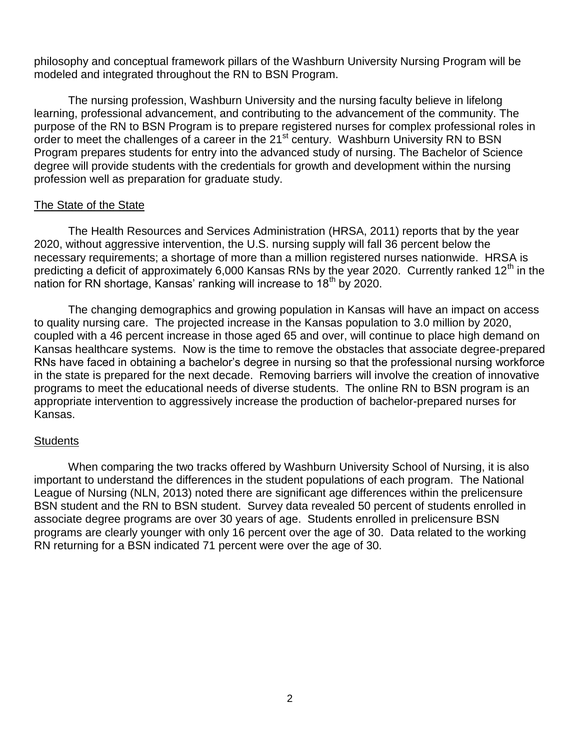philosophy and conceptual framework pillars of the Washburn University Nursing Program will be modeled and integrated throughout the RN to BSN Program.

The nursing profession, Washburn University and the nursing faculty believe in lifelong learning, professional advancement, and contributing to the advancement of the community. The purpose of the RN to BSN Program is to prepare registered nurses for complex professional roles in order to meet the challenges of a career in the 21st century. Washburn University RN to BSN Program prepares students for entry into the advanced study of nursing. The Bachelor of Science degree will provide students with the credentials for growth and development within the nursing profession well as preparation for graduate study.

## The State of the State

The Health Resources and Services Administration (HRSA, 2011) reports that by the year 2020, without aggressive intervention, the U.S. nursing supply will fall 36 percent below the necessary requirements; a shortage of more than a million registered nurses nationwide. HRSA is predicting a deficit of approximately 6,000 Kansas RNs by the year 2020. Currently ranked 12th in the nation for RN shortage, Kansas' ranking will increase to 18th by 2020.

The changing demographics and growing population in Kansas will have an impact on access to quality nursing care. The projected increase in the Kansas population to 3.0 million by 2020, coupled with a 46 percent increase in those aged 65 and over, will continue to place high demand on Kansas healthcare systems. Now is the time to remove the obstacles that associate degree-prepared RNs have faced in obtaining a bachelor's degree in nursing so that the professional nursing workforce in the state is prepared for the next decade. Removing barriers will involve the creation of innovative programs to meet the educational needs of diverse students. The online RN to BSN program is an appropriate intervention to aggressively increase the production of bachelor-prepared nurses for Kansas.

## Students

When comparing the two tracks offered by Washburn University School of Nursing, it is also important to understand the differences in the student populations of each program. The National League of Nursing (NLN, 2013) noted there are significant age differences within the prelicensure BSN student and the RN to BSN student. Survey data revealed 50 percent of students enrolled in associate degree programs are over 30 years of age. Students enrolled in prelicensure BSN programs are clearly younger with only 16 percent over the age of 30. Data related to the working RN returning for a BSN indicated 71 percent were over the age of 30.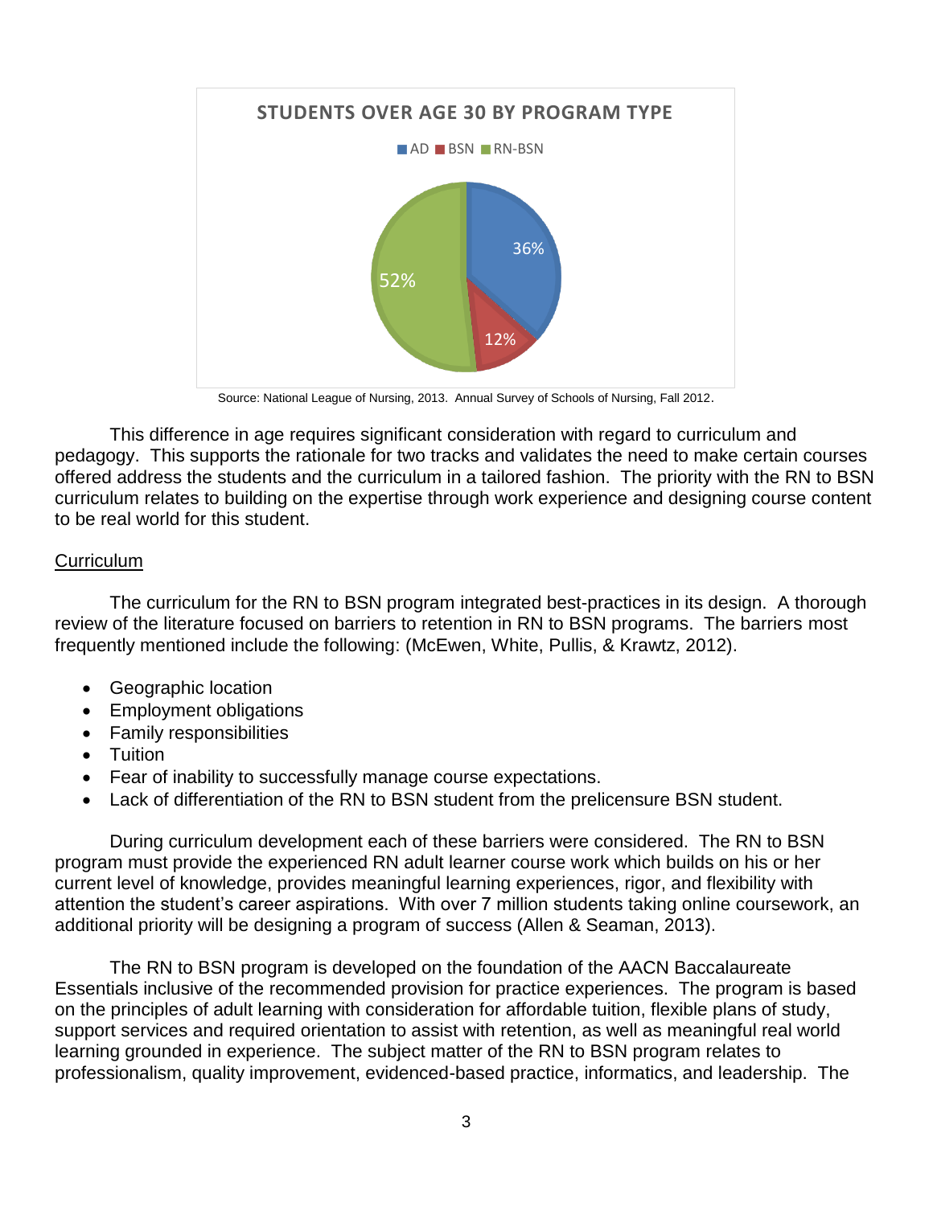**STUDENTS OVER AGE 30 BY PROGRAM TYPE**

| Program Type | Percentage |
| --- | --- |
| AD | 36% |
| BSN | 12% |
| RN-BSN | 52% |

Source: National League of Nursing, 2013. Annual Survey of Schools of Nursing, Fall 2012.

This difference in age requires significant consideration with regard to curriculum and pedagogy. This supports the rationale for two tracks and validates the need to make certain courses offered address the students and the curriculum in a tailored fashion. The priority with the RN to BSN curriculum relates to building on the expertise through work experience and designing course content to be real world for this student.

<u>Curriculum</u>

The curriculum for the RN to BSN program integrated best-practices in its design. A thorough review of the literature focused on barriers to retention in RN to BSN programs. The barriers most frequently mentioned include the following: (McEwen, White, Pullis, & Krawtz, 2012).

- Geographic location
- Employment obligations
- Family responsibilities
- Tuition
- Fear of inability to successfully manage course expectations.
- Lack of differentiation of the RN to BSN student from the prelicensure BSN student.

During curriculum development each of these barriers were considered. The RN to BSN program must provide the experienced RN adult learner course work which builds on his or her current level of knowledge, provides meaningful learning experiences, rigor, and flexibility with attention the student's career aspirations. With over 7 million students taking online coursework, an additional priority will be designing a program of success (Allen & Seaman, 2013).

The RN to BSN program is developed on the foundation of the AACN Baccalaureate Essentials inclusive of the recommended provision for practice experiences. The program is based on the principles of adult learning with consideration for affordable tuition, flexible plans of study, support services and required orientation to assist with retention, as well as meaningful real world learning grounded in experience. The subject matter of the RN to BSN program relates to professionalism, quality improvement, evidenced-based practice, informatics, and leadership. The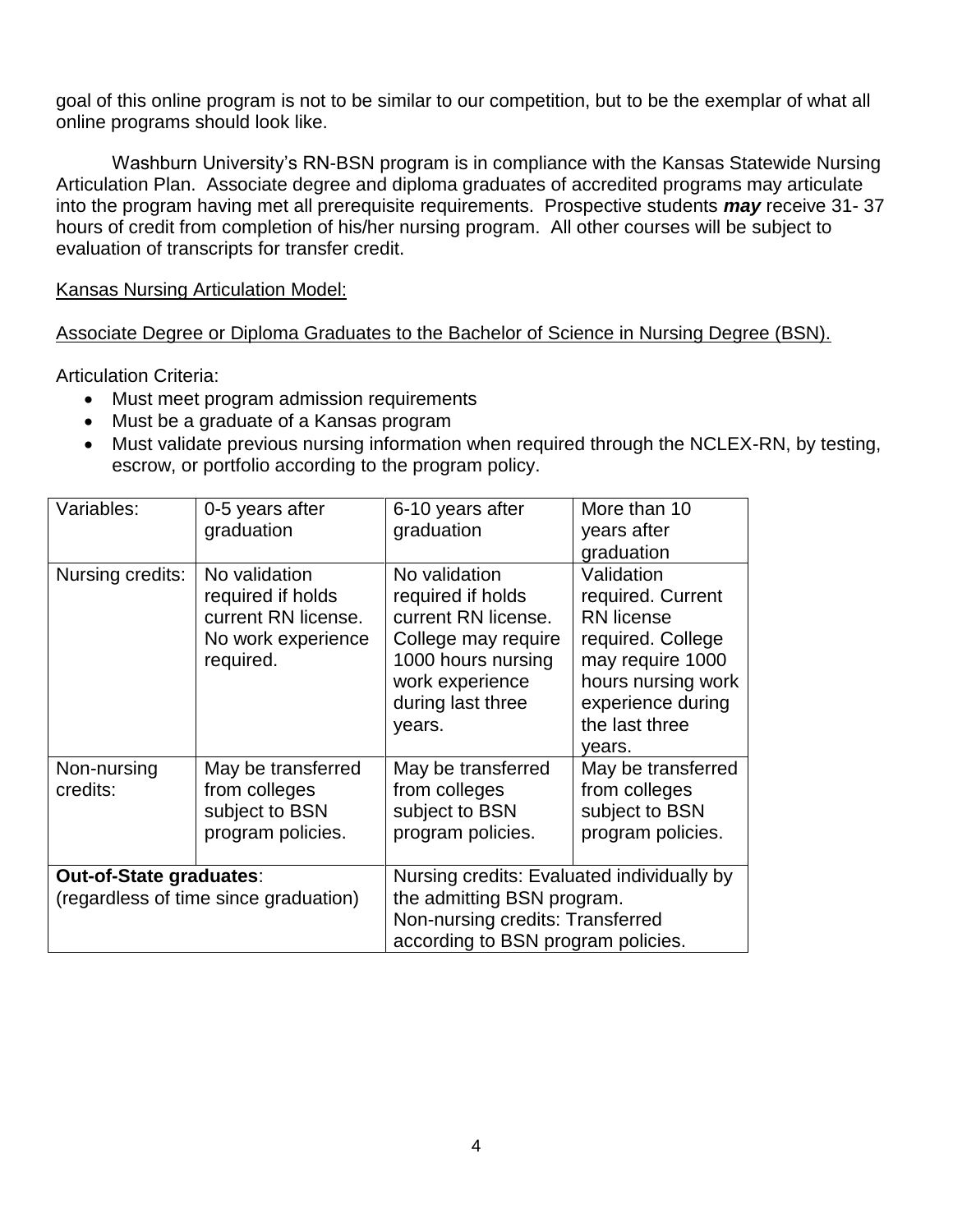goal of this online program is not to be similar to our competition, but to be the exemplar of what all online programs should look like.

Washburn University's RN-BSN program is in compliance with the Kansas Statewide Nursing Articulation Plan. Associate degree and diploma graduates of accredited programs may articulate into the program having met all prerequisite requirements. Prospective students ***may*** receive 31- 37 hours of credit from completion of his/her nursing program. All other courses will be subject to evaluation of transcripts for transfer credit.

<u>Kansas Nursing Articulation Model:</u>

<u>Associate Degree or Diploma Graduates to the Bachelor of Science in Nursing Degree (BSN).</u>

Articulation Criteria:

- Must meet program admission requirements
- Must be a graduate of a Kansas program
- Must validate previous nursing information when required through the NCLEX-RN, by testing, escrow, or portfolio according to the program policy.

| Variables: | 0-5 years after graduation | 6-10 years after graduation | More than 10 years after graduation |
|---|---|---|---|
| Nursing credits: | No validation required if holds current RN license. No work experience required. | No validation required if holds current RN license. College may require 1000 hours nursing work experience during last three years. | Validation required. Current RN license required. College may require 1000 hours nursing work experience during the last three years. |
| Non-nursing credits: | May be transferred from colleges subject to BSN program policies. | May be transferred from colleges subject to BSN program policies. | May be transferred from colleges subject to BSN program policies. |
| **Out-of-State graduates**: (regardless of time since graduation) | | Nursing credits: Evaluated individually by the admitting BSN program. Non-nursing credits: Transferred according to BSN program policies. | |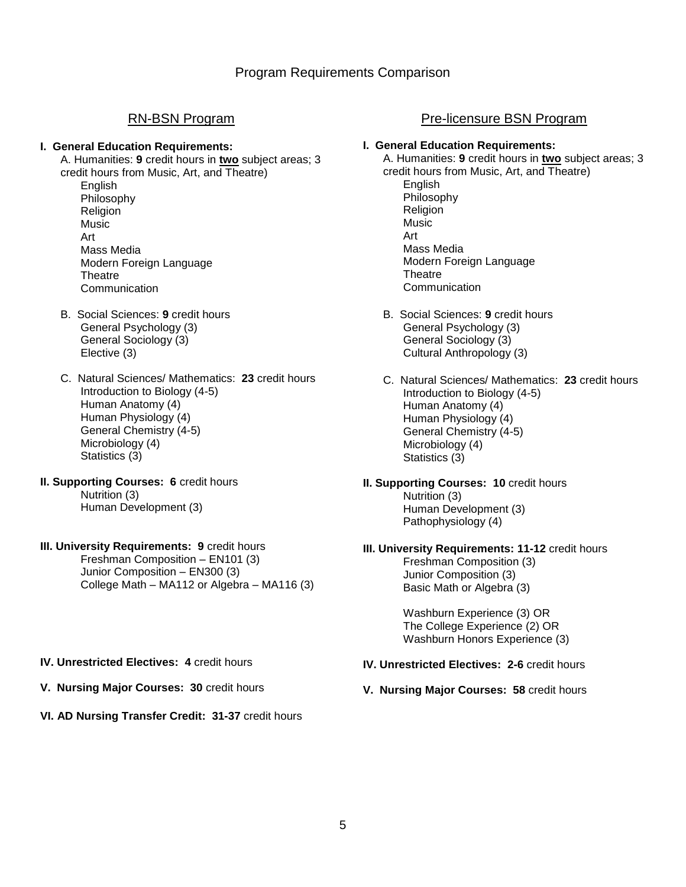# Program Requirements Comparison

## RN-BSN Program

**I. General Education Requirements:**

A. Humanities: **9** credit hours in **two** subject areas; 3 credit hours from Music, Art, and Theatre)

- English
- Philosophy
- Religion
- Music
- Art
- Mass Media
- Modern Foreign Language
- Theatre
- Communication

B. Social Sciences: **9** credit hours

- General Psychology (3)
- General Sociology (3)
- Elective (3)

C. Natural Sciences/ Mathematics: **23** credit hours

- Introduction to Biology (4-5)
- Human Anatomy (4)
- Human Physiology (4)
- General Chemistry (4-5)
- Microbiology (4)
- Statistics (3)

**II. Supporting Courses: 6** credit hours

- Nutrition (3)
- Human Development (3)

**III. University Requirements: 9** credit hours

- Freshman Composition – EN101 (3)
- Junior Composition – EN300 (3)
- College Math – MA112 or Algebra – MA116 (3)

**IV. Unrestricted Electives: 4** credit hours

**V. Nursing Major Courses: 30** credit hours

**VI. AD Nursing Transfer Credit: 31-37** credit hours

## Pre-licensure BSN Program

**I. General Education Requirements:**

A. Humanities: **9** credit hours in **two** subject areas; 3 credit hours from Music, Art, and Theatre)

- English
- Philosophy
- Religion
- Music
- Art
- Mass Media
- Modern Foreign Language
- Theatre
- Communication

B. Social Sciences: **9** credit hours

- General Psychology (3)
- General Sociology (3)
- Cultural Anthropology (3)

C. Natural Sciences/ Mathematics: **23** credit hours

- Introduction to Biology (4-5)
- Human Anatomy (4)
- Human Physiology (4)
- General Chemistry (4-5)
- Microbiology (4)
- Statistics (3)

**II. Supporting Courses: 10** credit hours

- Nutrition (3)
- Human Development (3)
- Pathophysiology (4)

**III. University Requirements: 11-12** credit hours

- Freshman Composition (3)
- Junior Composition (3)
- Basic Math or Algebra (3)

- Washburn Experience (3) OR
- The College Experience (2) OR
- Washburn Honors Experience (3)

**IV. Unrestricted Electives: 2-6** credit hours

**V. Nursing Major Courses: 58** credit hours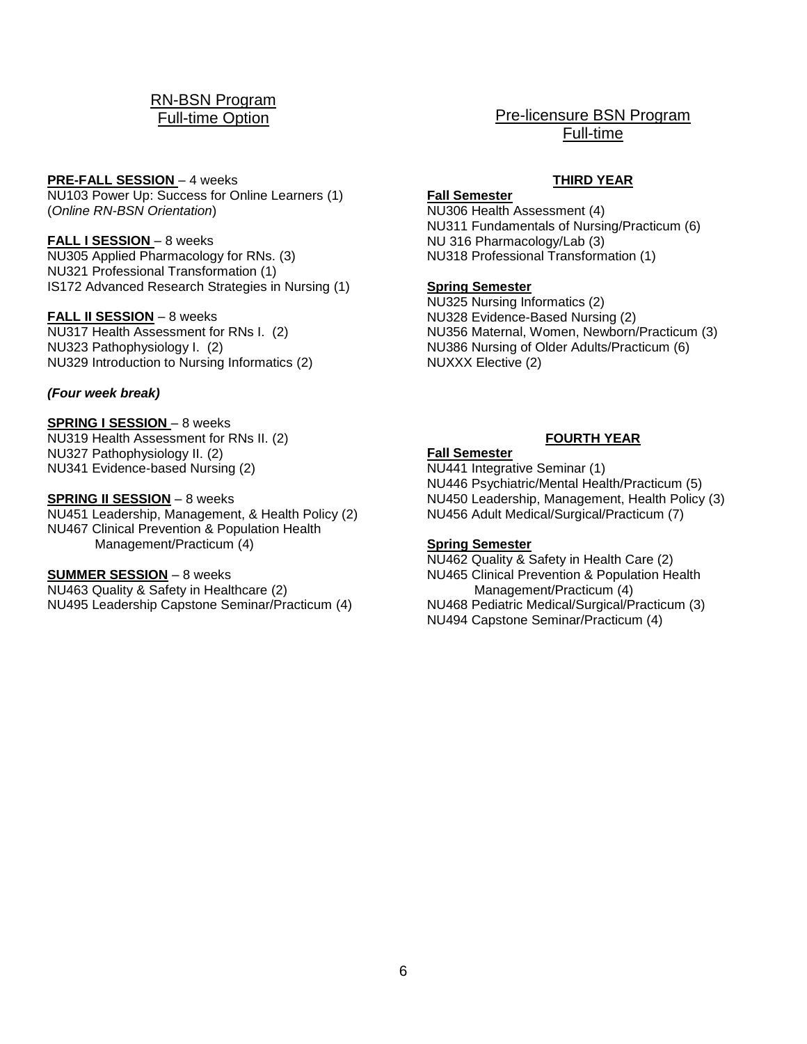## RN-BSN Program
## Full-time Option

**PRE-FALL SESSION** – 4 weeks
NU103 Power Up: Success for Online Learners (1)
(*Online RN-BSN Orientation*)

**FALL I SESSION** – 8 weeks
NU305 Applied Pharmacology for RNs. (3)
NU321 Professional Transformation (1)
IS172 Advanced Research Strategies in Nursing (1)

**FALL II SESSION** – 8 weeks
NU317 Health Assessment for RNs I. (2)
NU323 Pathophysiology I. (2)
NU329 Introduction to Nursing Informatics (2)

***(Four week break)***

**SPRING I SESSION** – 8 weeks
NU319 Health Assessment for RNs II. (2)
NU327 Pathophysiology II. (2)
NU341 Evidence-based Nursing (2)

**SPRING II SESSION** – 8 weeks
NU451 Leadership, Management, & Health Policy (2)
NU467 Clinical Prevention & Population Health Management/Practicum (4)

**SUMMER SESSION** – 8 weeks
NU463 Quality & Safety in Healthcare (2)
NU495 Leadership Capstone Seminar/Practicum (4)

## Pre-licensure BSN Program
## Full-time

### THIRD YEAR

**Fall Semester**
NU306 Health Assessment (4)
NU311 Fundamentals of Nursing/Practicum (6)
NU 316 Pharmacology/Lab (3)
NU318 Professional Transformation (1)

**Spring Semester**
NU325 Nursing Informatics (2)
NU328 Evidence-Based Nursing (2)
NU356 Maternal, Women, Newborn/Practicum (3)
NU386 Nursing of Older Adults/Practicum (6)
NUXXX Elective (2)

### FOURTH YEAR

**Fall Semester**
NU441 Integrative Seminar (1)
NU446 Psychiatric/Mental Health/Practicum (5)
NU450 Leadership, Management, Health Policy (3)
NU456 Adult Medical/Surgical/Practicum (7)

**Spring Semester**
NU462 Quality & Safety in Health Care (2)
NU465 Clinical Prevention & Population Health Management/Practicum (4)
NU468 Pediatric Medical/Surgical/Practicum (3)
NU494 Capstone Seminar/Practicum (4)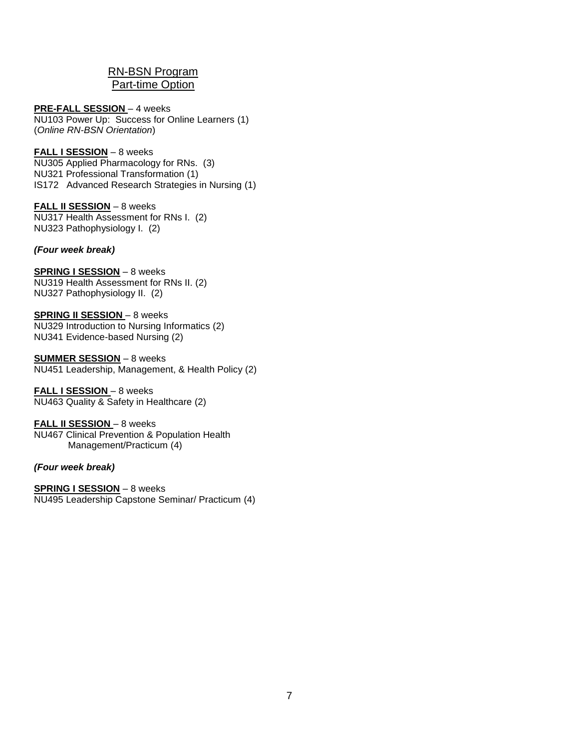# RN-BSN Program
## Part-time Option

**PRE-FALL SESSION** – 4 weeks
NU103 Power Up: Success for Online Learners (1)
(*Online RN-BSN Orientation*)

**FALL I SESSION** – 8 weeks
NU305 Applied Pharmacology for RNs. (3)
NU321 Professional Transformation (1)
IS172 Advanced Research Strategies in Nursing (1)

**FALL II SESSION** – 8 weeks
NU317 Health Assessment for RNs I. (2)
NU323 Pathophysiology I. (2)

***(Four week break)***

**SPRING I SESSION** – 8 weeks
NU319 Health Assessment for RNs II. (2)
NU327 Pathophysiology II. (2)

**SPRING II SESSION** – 8 weeks
NU329 Introduction to Nursing Informatics (2)
NU341 Evidence-based Nursing (2)

**SUMMER SESSION** – 8 weeks
NU451 Leadership, Management, & Health Policy (2)

**FALL I SESSION** – 8 weeks
NU463 Quality & Safety in Healthcare (2)

**FALL II SESSION** – 8 weeks
NU467 Clinical Prevention & Population Health Management/Practicum (4)

***(Four week break)***

**SPRING I SESSION** – 8 weeks
NU495 Leadership Capstone Seminar/ Practicum (4)